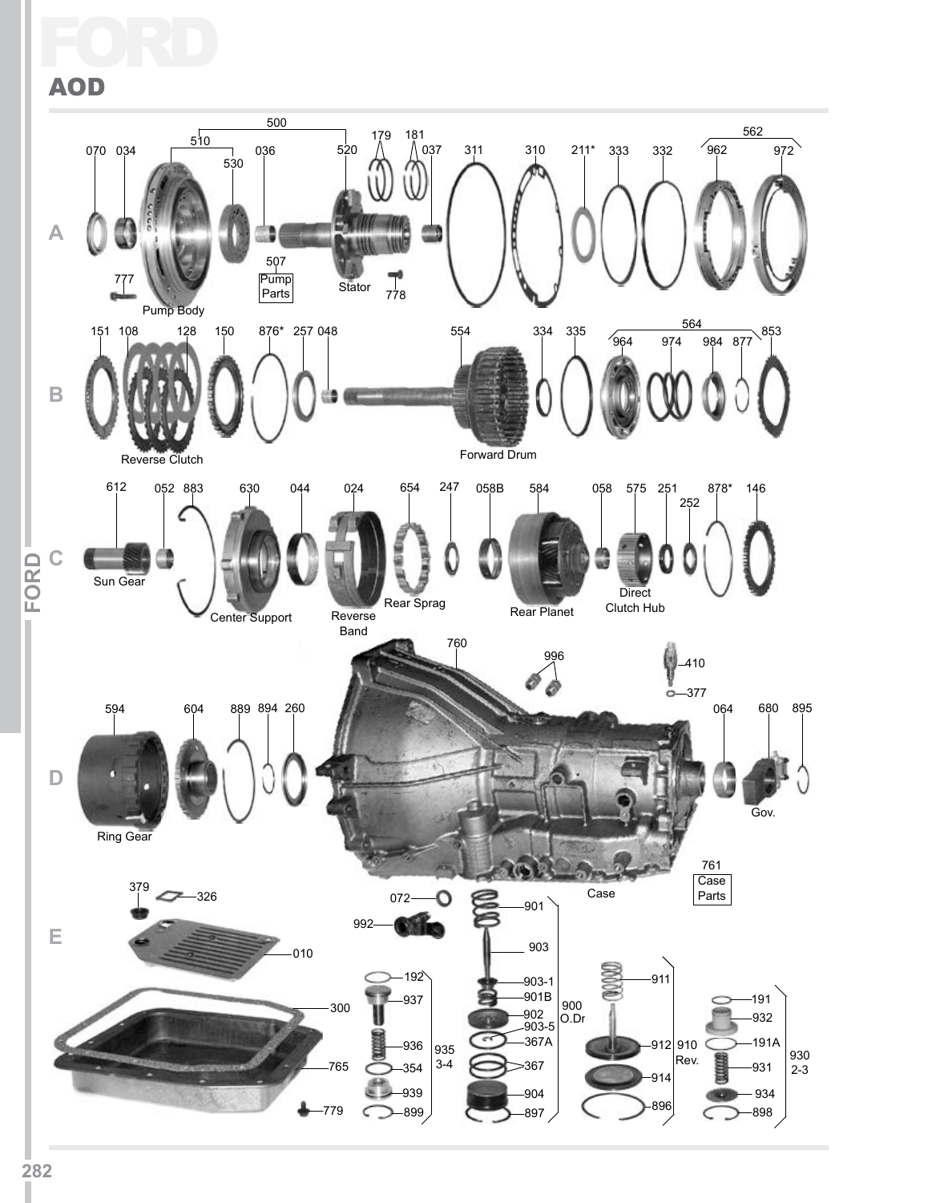# FORD

## AOD

**A**

070 034 510 500 530 036 520 179 181 037 311 310 211* 333 332 562 962 972

777 Pump Body 507 Pump Parts Stator 778

**B**

151 108 128 150 876* 257 048 554 334 335 564 964 974 984 877 853

Reverse Clutch Forward Drum

**C**

612 052 883 630 044 024 654 247 058B 584 058 575 251 252 878* 146

Sun Gear Center Support Reverse Band Rear Sprag Rear Planet Direct Clutch Hub

**D**

594 604 889 894 260 760 996 410 377 064 680 895

Ring Gear Case Gov. 761 Case Parts

**E**

379 326 010 300 765 779

072 992

192 937 936 354 939 899 935 3-4

901 903 903-1 901B 902 903-5 367A 367 904 897 900 O.Dr

911 912 914 896 910 Rev.

191 932 191A 931 934 898 930 2-3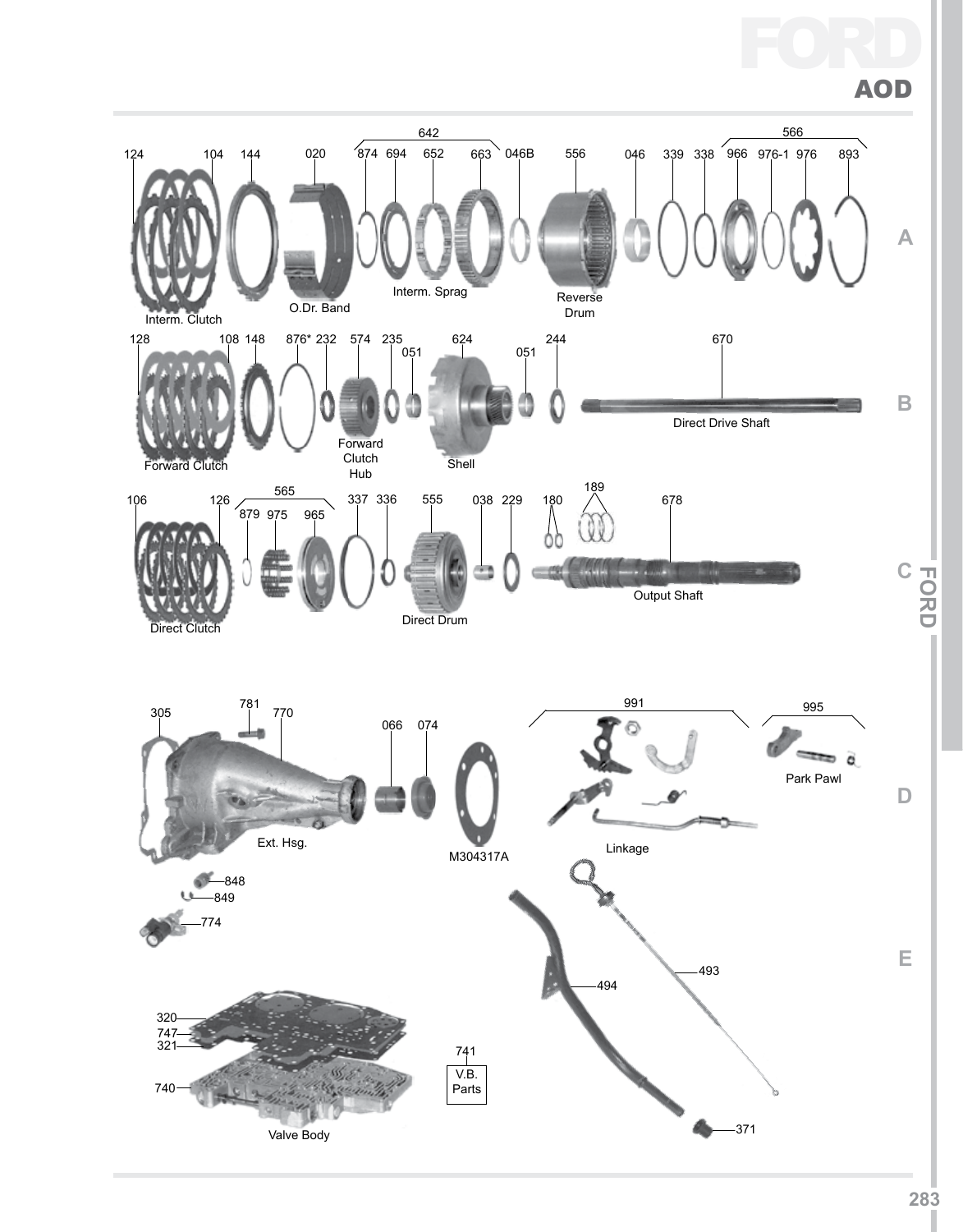# FORD

## AOD

642

566

124 104 144 020 874 694 652 663 046B 556 046 339 338 966 976-1 976 893

Interm. Clutch

O.Dr. Band

Interm. Sprag

Reverse Drum

A

128 108 148 876* 232 574 235 051 624 051 244 670

Forward Clutch

Forward Clutch Hub

Shell

Direct Drive Shaft

B

565

189

106 126 879 975 965 337 336 555 038 229 180 678

Direct Clutch

Direct Drum

Output Shaft

C

305 781 770 066 074

991

995

Ext. Hsg.

M304317A

Linkage

Park Pawl

D

848

849

774

493

494

E

320

747

321

740

741

V.B. Parts

Valve Body

371